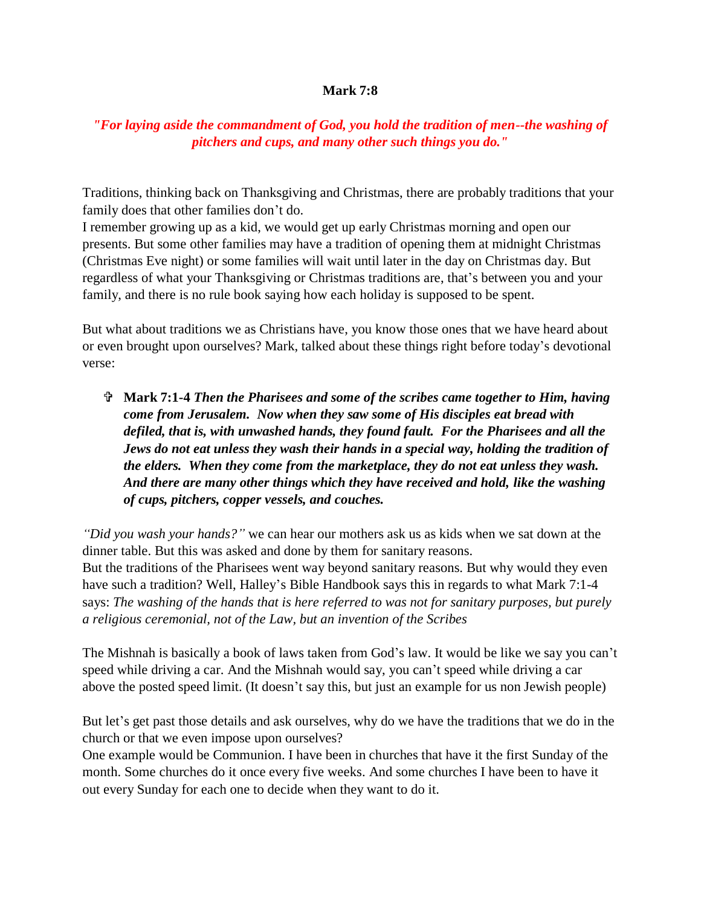**Mark 7:8**

***"For laying aside the commandment of God, you hold the tradition of men--the washing of pitchers and cups, and many other such things you do."***

Traditions, thinking back on Thanksgiving and Christmas, there are probably traditions that your family does that other families don't do.
I remember growing up as a kid, we would get up early Christmas morning and open our presents. But some other families may have a tradition of opening them at midnight Christmas (Christmas Eve night) or some families will wait until later in the day on Christmas day. But regardless of what your Thanksgiving or Christmas traditions are, that's between you and your family, and there is no rule book saying how each holiday is supposed to be spent.

But what about traditions we as Christians have, you know those ones that we have heard about or even brought upon ourselves? Mark, talked about these things right before today's devotional verse:

- ✞ **Mark 7:1-4** ***Then the Pharisees and some of the scribes came together to Him, having come from Jerusalem. Now when they saw some of His disciples eat bread with defiled, that is, with unwashed hands, they found fault. For the Pharisees and all the Jews do not eat unless they wash their hands in a special way, holding the tradition of the elders. When they come from the marketplace, they do not eat unless they wash. And there are many other things which they have received and hold, like the washing of cups, pitchers, copper vessels, and couches.***

*"Did you wash your hands?"* we can hear our mothers ask us as kids when we sat down at the dinner table. But this was asked and done by them for sanitary reasons.
But the traditions of the Pharisees went way beyond sanitary reasons. But why would they even have such a tradition? Well, Halley's Bible Handbook says this in regards to what Mark 7:1-4 says: *The washing of the hands that is here referred to was not for sanitary purposes, but purely a religious ceremonial, not of the Law, but an invention of the Scribes*

The Mishnah is basically a book of laws taken from God's law. It would be like we say you can't speed while driving a car. And the Mishnah would say, you can't speed while driving a car above the posted speed limit. (It doesn't say this, but just an example for us non Jewish people)

But let's get past those details and ask ourselves, why do we have the traditions that we do in the church or that we even impose upon ourselves?
One example would be Communion. I have been in churches that have it the first Sunday of the month. Some churches do it once every five weeks. And some churches I have been to have it out every Sunday for each one to decide when they want to do it.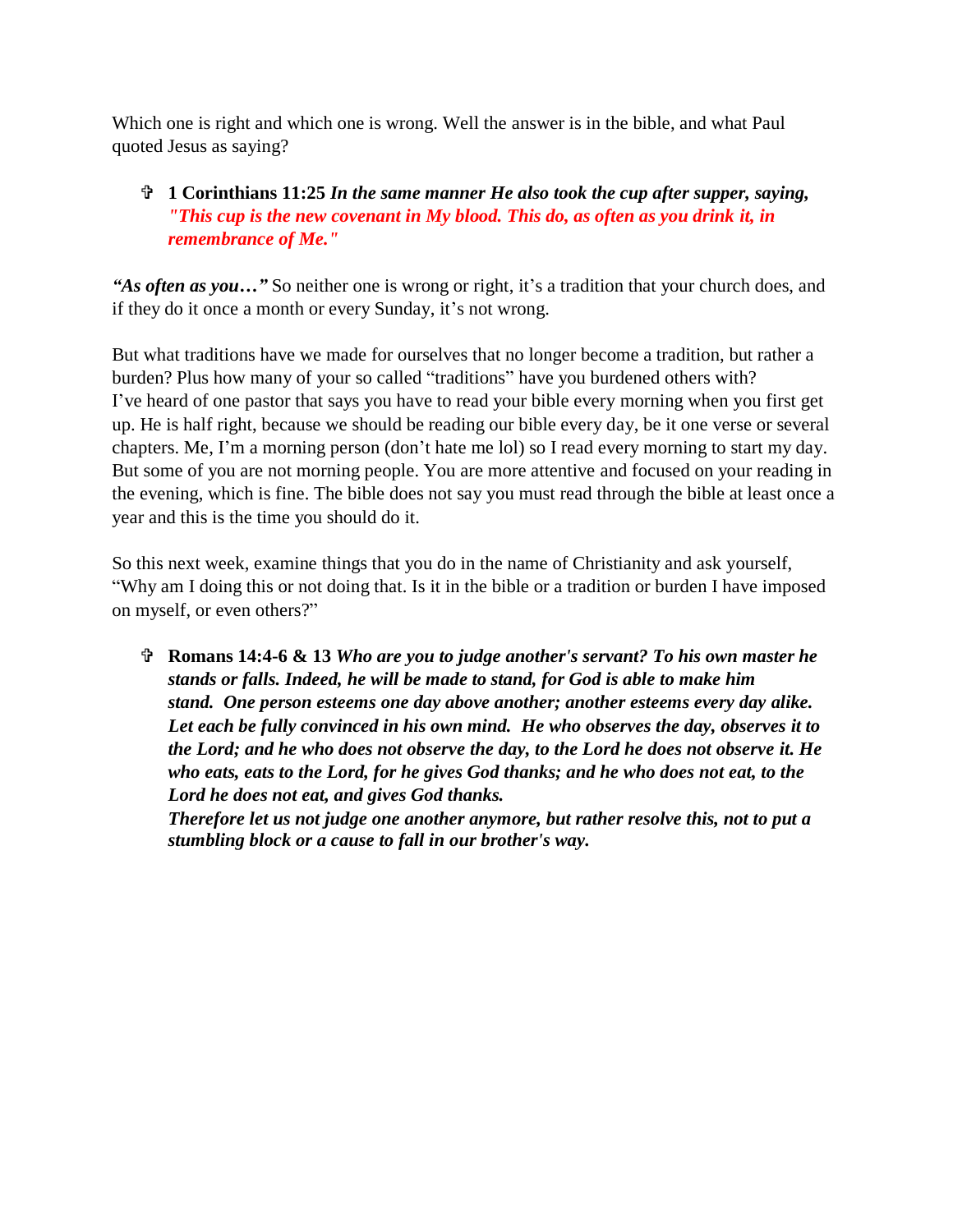Which one is right and which one is wrong. Well the answer is in the bible, and what Paul quoted Jesus as saying?

- ✞ **1 Corinthians 11:25** ***In the same manner He also took the cup after supper, saying, "This cup is the new covenant in My blood. This do, as often as you drink it, in remembrance of Me."***

***"As often as you…"*** So neither one is wrong or right, it's a tradition that your church does, and if they do it once a month or every Sunday, it's not wrong.

But what traditions have we made for ourselves that no longer become a tradition, but rather a burden? Plus how many of your so called "traditions" have you burdened others with? I've heard of one pastor that says you have to read your bible every morning when you first get up. He is half right, because we should be reading our bible every day, be it one verse or several chapters. Me, I'm a morning person (don't hate me lol) so I read every morning to start my day. But some of you are not morning people. You are more attentive and focused on your reading in the evening, which is fine. The bible does not say you must read through the bible at least once a year and this is the time you should do it.

So this next week, examine things that you do in the name of Christianity and ask yourself, "Why am I doing this or not doing that. Is it in the bible or a tradition or burden I have imposed on myself, or even others?"

- ✞ **Romans 14:4-6 & 13** ***Who are you to judge another's servant? To his own master he stands or falls. Indeed, he will be made to stand, for God is able to make him stand. One person esteems one day above another; another esteems every day alike. Let each be fully convinced in his own mind. He who observes the day, observes it to the Lord; and he who does not observe the day, to the Lord he does not observe it. He who eats, eats to the Lord, for he gives God thanks; and he who does not eat, to the Lord he does not eat, and gives God thanks.***
  ***Therefore let us not judge one another anymore, but rather resolve this, not to put a stumbling block or a cause to fall in our brother's way.***